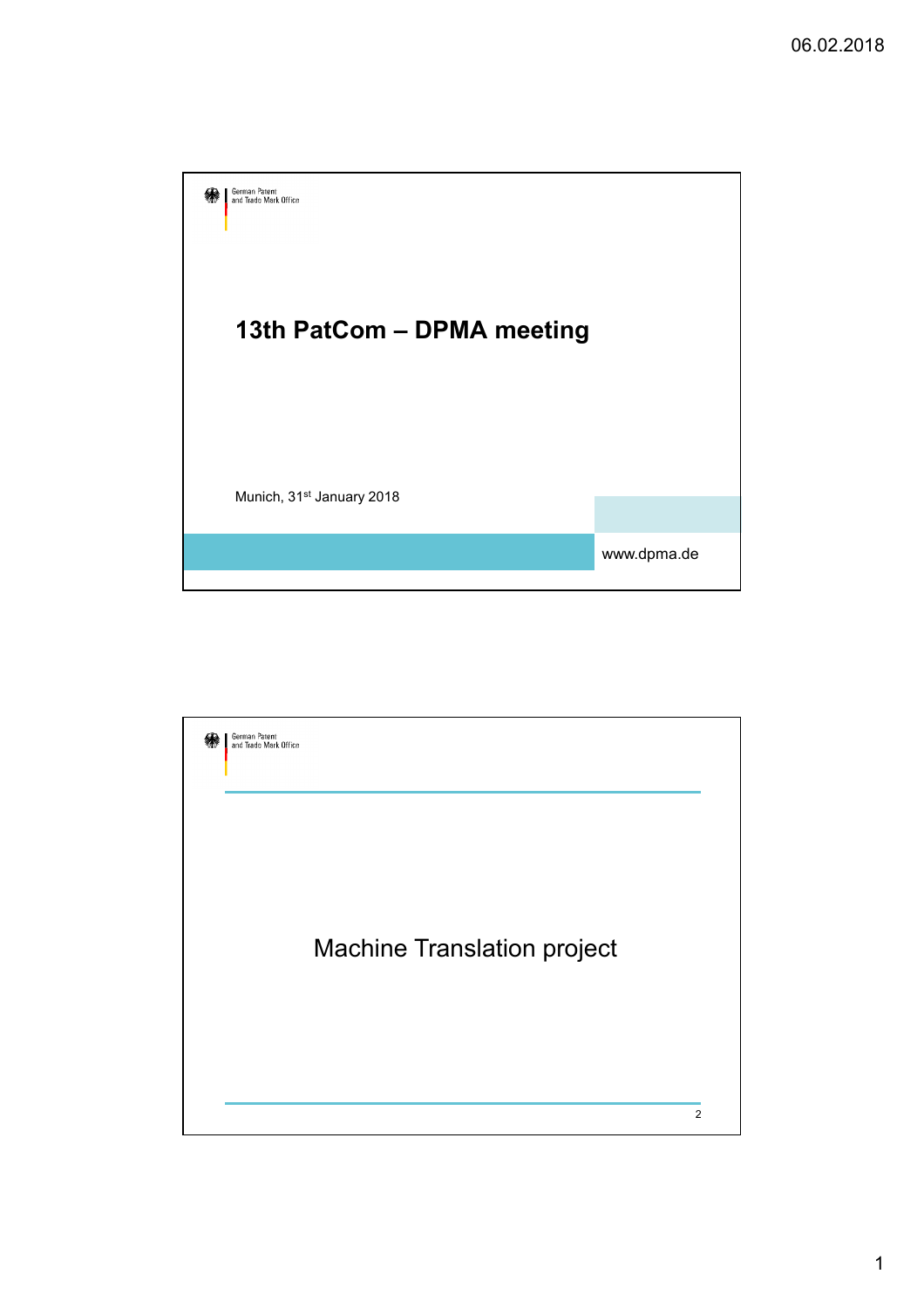German Patent and Trade Mark Office

# 13th PatCom – DPMA meeting

Munich, 31st January 2018

www.dpma.de

German Patent and Trade Mark Office

## Machine Translation project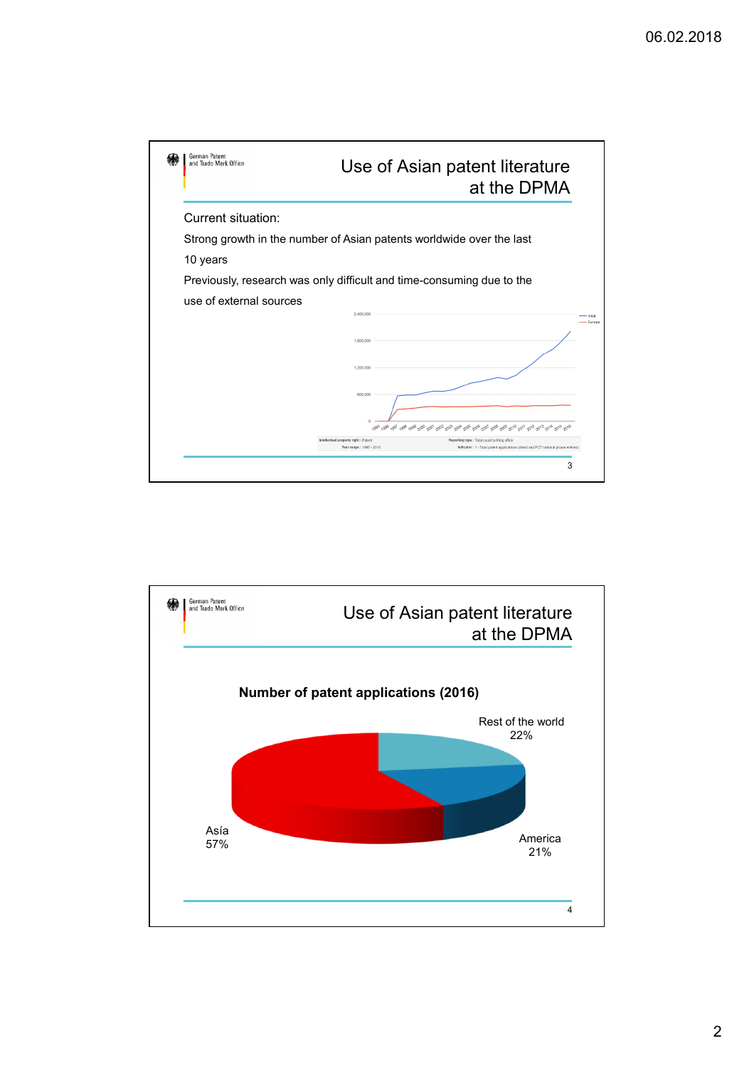## Use of Asian patent literature at the DPMA

Current situation:

Strong growth in the number of Asian patents worldwide over the last 10 years

Previously, research was only difficult and time-consuming due to the use of external sources

## Use of Asian patent literature at the DPMA

**Number of patent applications (2016)**

- Asía 57%
- America 21%
- Rest of the world 22%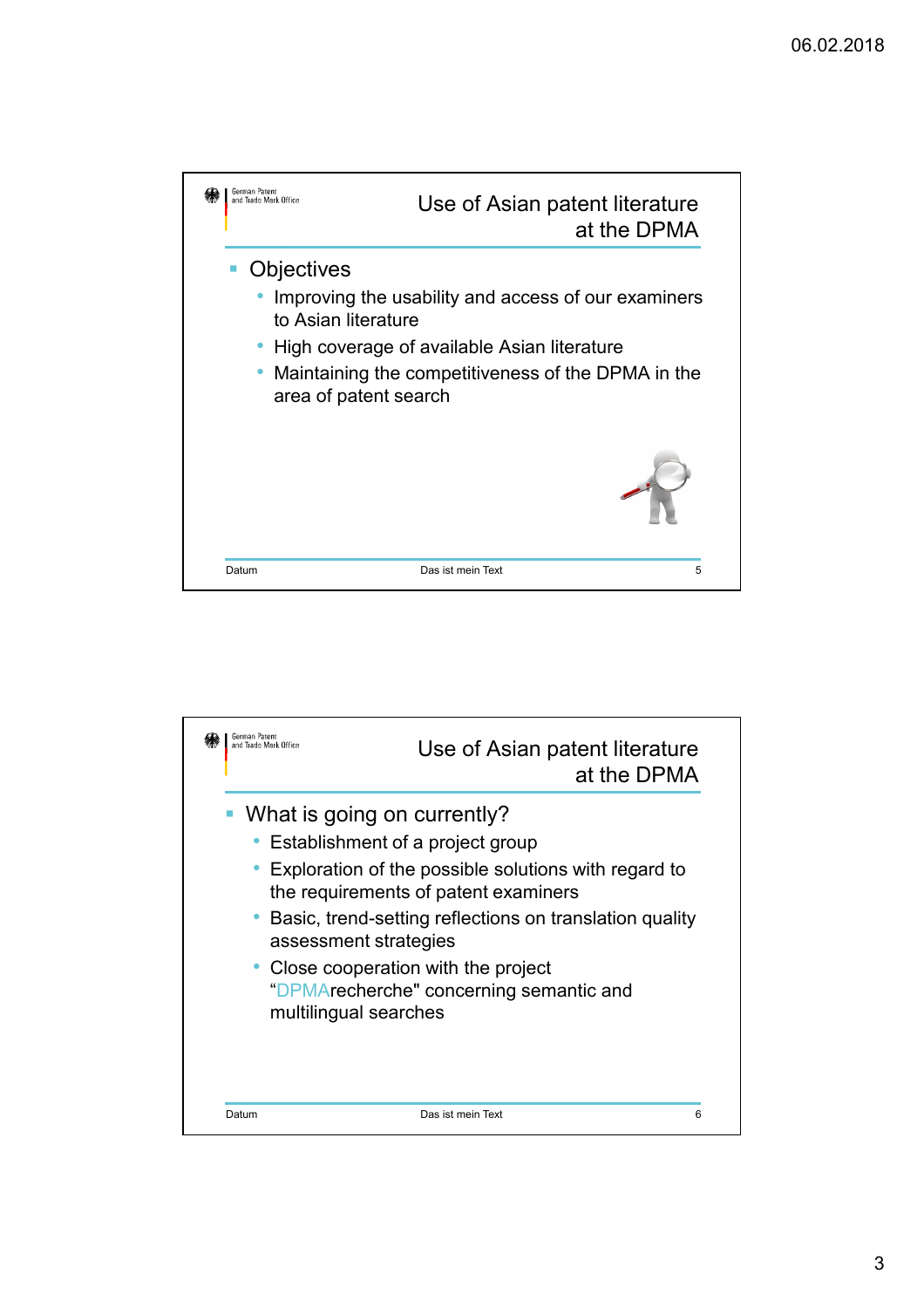## Use of Asian patent literature at the DPMA

- Objectives
  - Improving the usability and access of our examiners to Asian literature
  - High coverage of available Asian literature
  - Maintaining the competitiveness of the DPMA in the area of patent search

Datum Das ist mein Text 5

## Use of Asian patent literature at the DPMA

- What is going on currently?
  - Establishment of a project group
  - Exploration of the possible solutions with regard to the requirements of patent examiners
  - Basic, trend-setting reflections on translation quality assessment strategies
  - Close cooperation with the project "DPMArecherche" concerning semantic and multilingual searches

Datum Das ist mein Text 6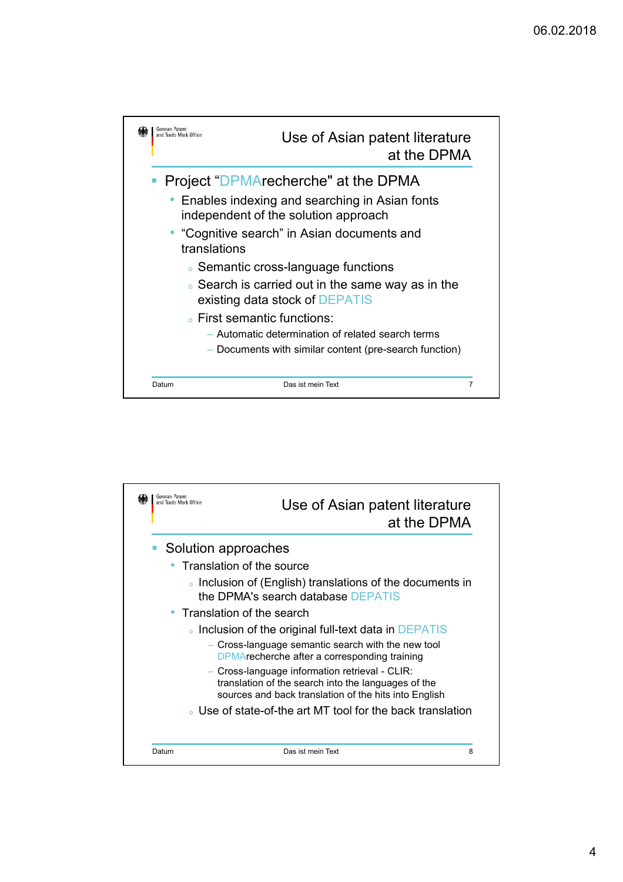## Use of Asian patent literature at the DPMA

- Project “DPMArecherche" at the DPMA
  - Enables indexing and searching in Asian fonts independent of the solution approach
  - “Cognitive search” in Asian documents and translations
    - Semantic cross-language functions
    - Search is carried out in the same way as in the existing data stock of DEPATIS
    - First semantic functions:
      - Automatic determination of related search terms
      - Documents with similar content (pre-search function)

Datum | Das ist mein Text | 7

## Use of Asian patent literature at the DPMA

- Solution approaches
  - Translation of the source
    - Inclusion of (English) translations of the documents in the DPMA’s search database DEPATIS
  - Translation of the search
    - Inclusion of the original full-text data in DEPATIS
      - Cross-language semantic search with the new tool DPMArecherche after a corresponding training
      - Cross-language information retrieval - CLIR: translation of the search into the languages of the sources and back translation of the hits into English
    - Use of state-of-the art MT tool for the back translation

Datum | Das ist mein Text | 8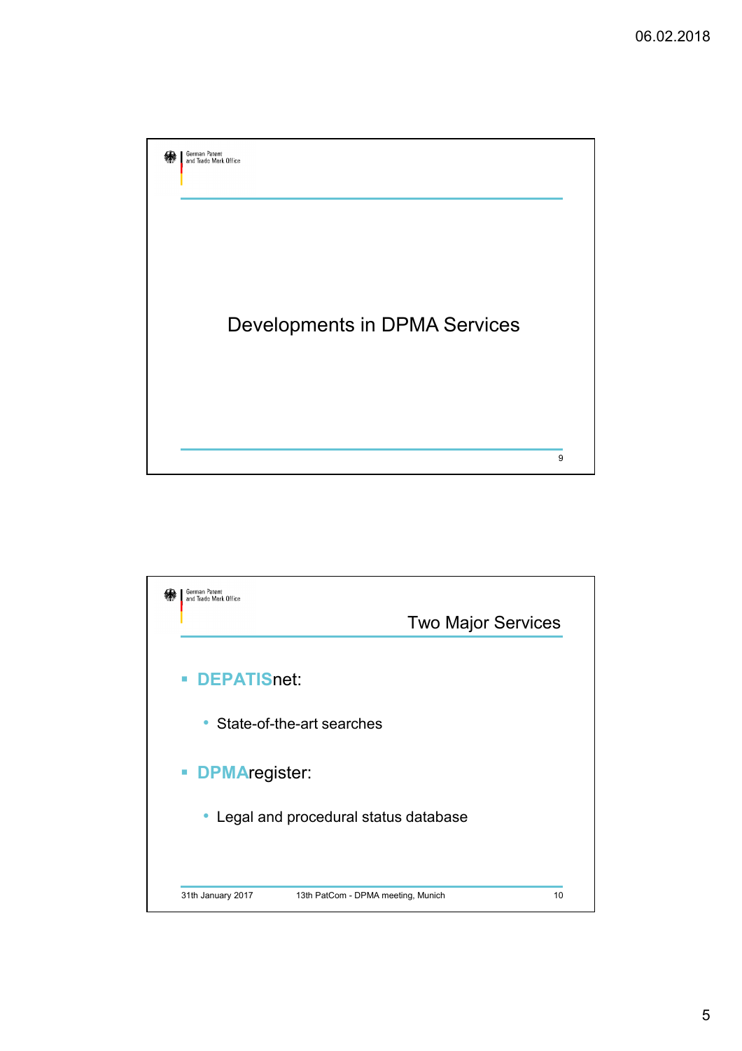# Developments in DPMA Services

## Two Major Services

- **DEPATIS**net:
  - State-of-the-art searches
- **DPMA**register:
  - Legal and procedural status database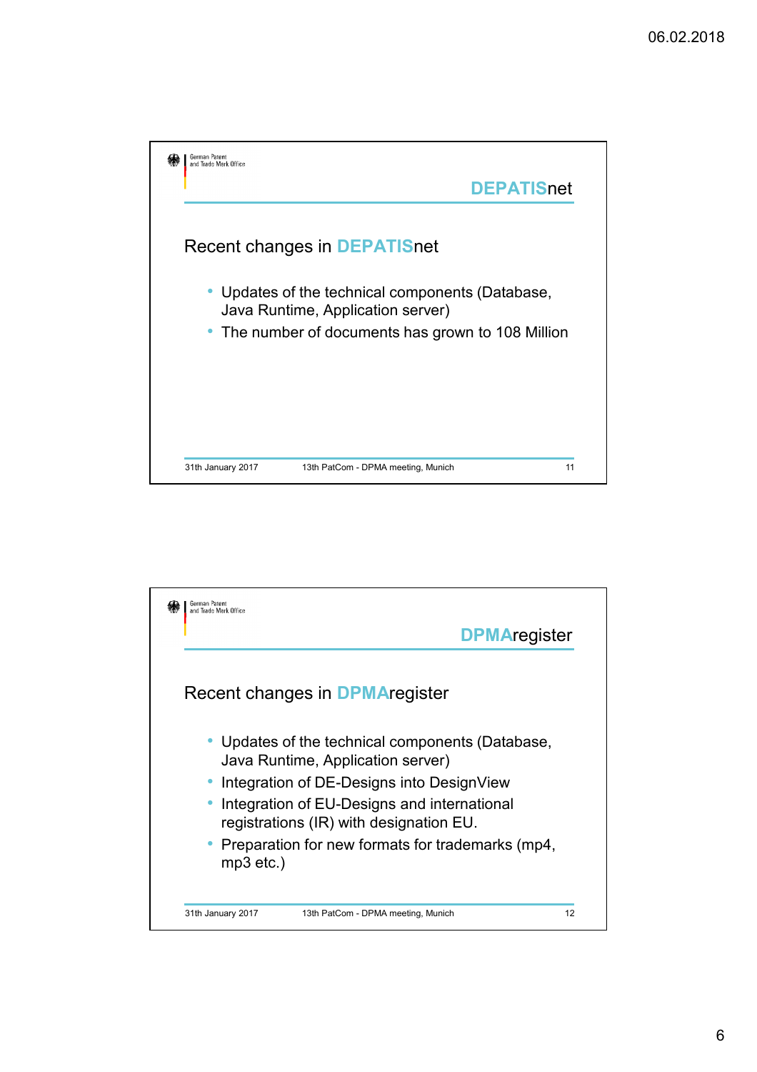## DEPATISnet

### Recent changes in DEPATISnet

- Updates of the technical components (Database, Java Runtime, Application server)
- The number of documents has grown to 108 Million

31th January 2017 | 13th PatCom - DPMA meeting, Munich | 11

## DPMAregister

### Recent changes in DPMAregister

- Updates of the technical components (Database, Java Runtime, Application server)
- Integration of DE-Designs into DesignView
- Integration of EU-Designs and international registrations (IR) with designation EU.
- Preparation for new formats for trademarks (mp4, mp3 etc.)

31th January 2017 | 13th PatCom - DPMA meeting, Munich | 12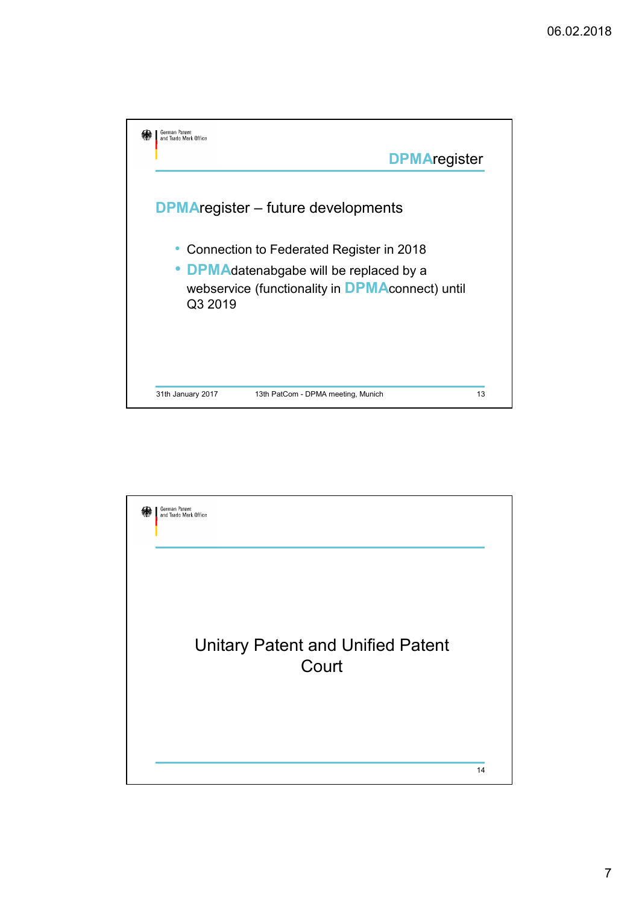## DPMAregister

### DPMAregister – future developments

- Connection to Federated Register in 2018
- DPMAdatenabgabe will be replaced by a webservice (functionality in DPMAconnect) until Q3 2019

31th January 2017 13th PatCom - DPMA meeting, Munich

---

## Unitary Patent and Unified Patent Court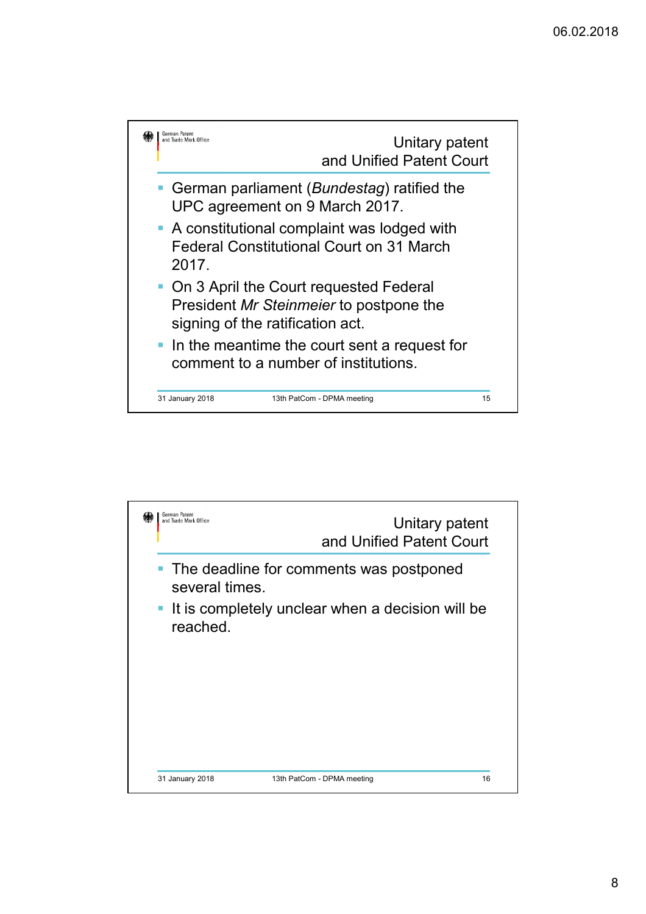## Unitary patent and Unified Patent Court

- German parliament (*Bundestag*) ratified the UPC agreement on 9 March 2017.
- A constitutional complaint was lodged with Federal Constitutional Court on 31 March 2017.
- On 3 April the Court requested Federal President *Mr Steinmeier* to postpone the signing of the ratification act.
- In the meantime the court sent a request for comment to a number of institutions.

## Unitary patent and Unified Patent Court

- The deadline for comments was postponed several times.
- It is completely unclear when a decision will be reached.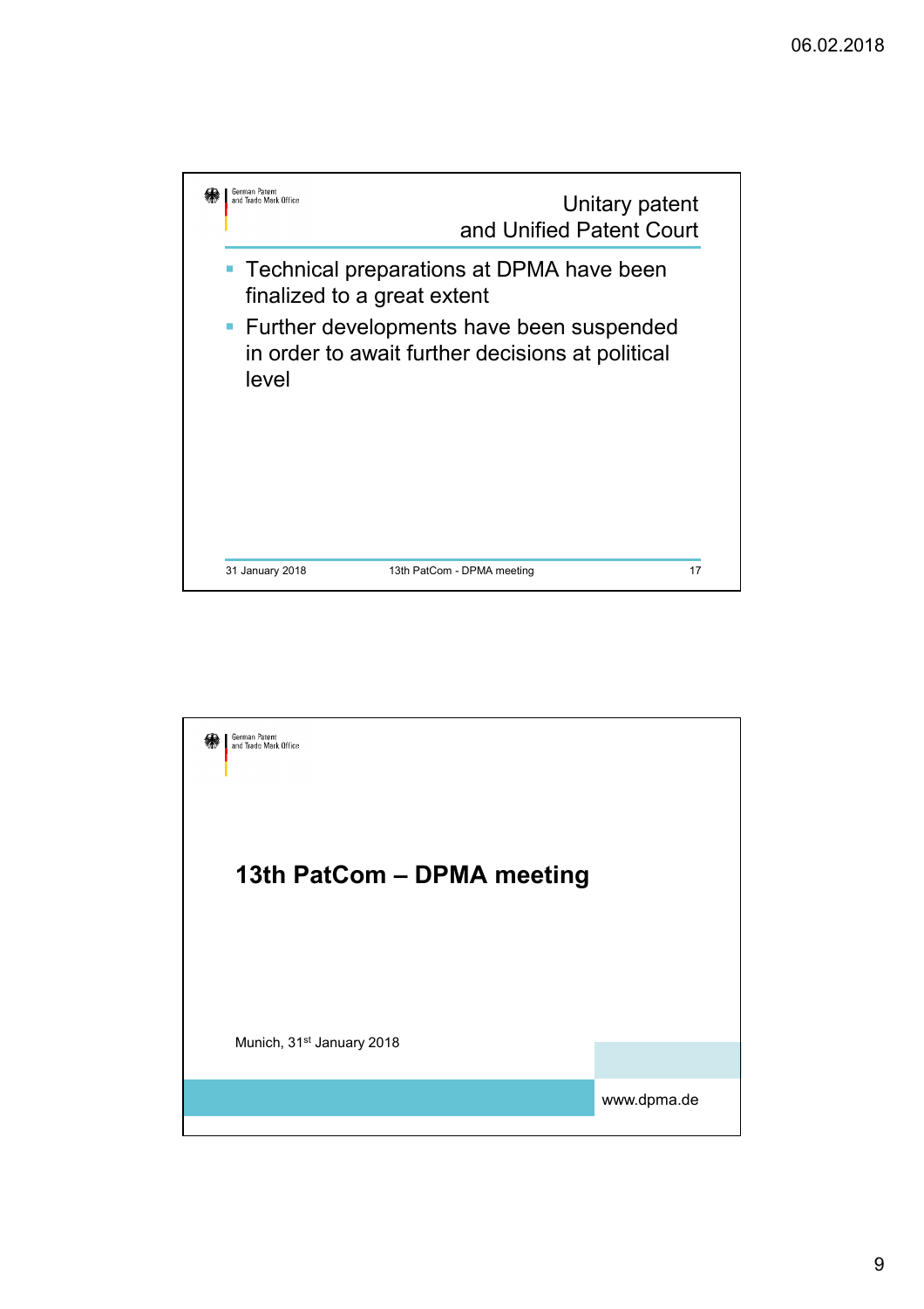German Patent and Trade Mark Office

## Unitary patent and Unified Patent Court

- Technical preparations at DPMA have been finalized to a great extent
- Further developments have been suspended in order to await further decisions at political level

31 January 2018 — 13th PatCom - DPMA meeting — 17

German Patent and Trade Mark Office

# 13th PatCom – DPMA meeting

Munich, 31st January 2018

www.dpma.de